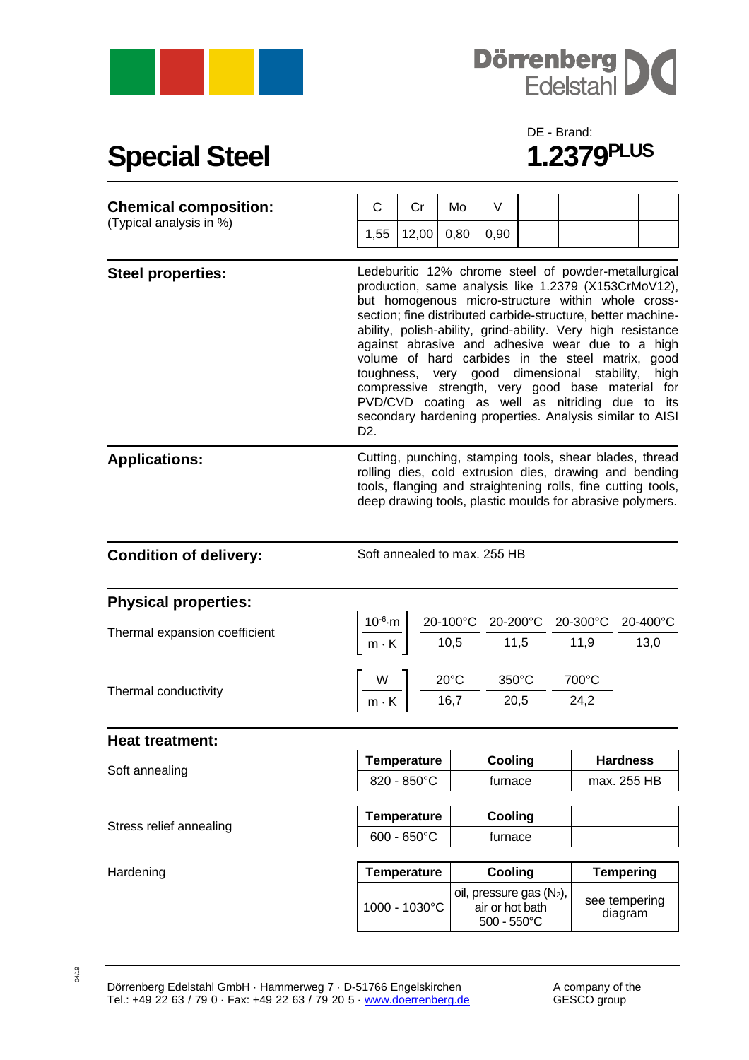Dörrenberg Edelstahl

# Special Steel

DE - Brand:

**1.2379PLUS**

## Chemical composition:

(Typical analysis in %)

| C | Cr | Mo | V |
|---|---|---|---|
| 1,55 | 12,00 | 0,80 | 0,90 |

## Steel properties:

Ledeburitic 12% chrome steel of powder-metallurgical production, same analysis like 1.2379 (X153CrMoV12), but homogenous micro-structure within whole cross-section; fine distributed carbide-structure, better machine-ability, polish-ability, grind-ability. Very high resistance against abrasive and adhesive wear due to a high volume of hard carbides in the steel matrix, good toughness, very good dimensional stability, high compressive strength, very good base material for PVD/CVD coating as well as nitriding due to its secondary hardening properties. Analysis similar to AISI D2.

## Applications:

Cutting, punching, stamping tools, shear blades, thread rolling dies, cold extrusion dies, drawing and bending tools, flanging and straightening rolls, fine cutting tools, deep drawing tools, plastic moulds for abrasive polymers.

## Condition of delivery:

Soft annealed to max. 255 HB

## Physical properties:

Thermal expansion coefficient $\left[\frac{10^{-6} \cdot m}{m \cdot K}\right]$

| 20-100°C | 20-200°C | 20-300°C | 20-400°C |
|---|---|---|---|
| 10,5 | 11,5 | 11,9 | 13,0 |

Thermal conductivity $\left[\frac{W}{m \cdot K}\right]$

| 20°C | 350°C | 700°C |
|---|---|---|
| 16,7 | 20,5 | 24,2 |

## Heat treatment:

Soft annealing

| Temperature | Cooling | Hardness |
|---|---|---|
| 820 - 850°C | furnace | max. 255 HB |

Stress relief annealing

| Temperature | Cooling | |
|---|---|---|
| 600 - 650°C | furnace | |

Hardening

| Temperature | Cooling | Tempering |
|---|---|---|
| 1000 - 1030°C | oil, pressure gas ($N_2$), air or hot bath 500 - 550°C | see tempering diagram |

04/19

Dörrenberg Edelstahl GmbH · Hammerweg 7 · D-51766 Engelskirchen
Tel.: +49 22 63 / 79 0 · Fax: +49 22 63 / 79 20 5 · www.doerrenberg.de

A company of the GESCO group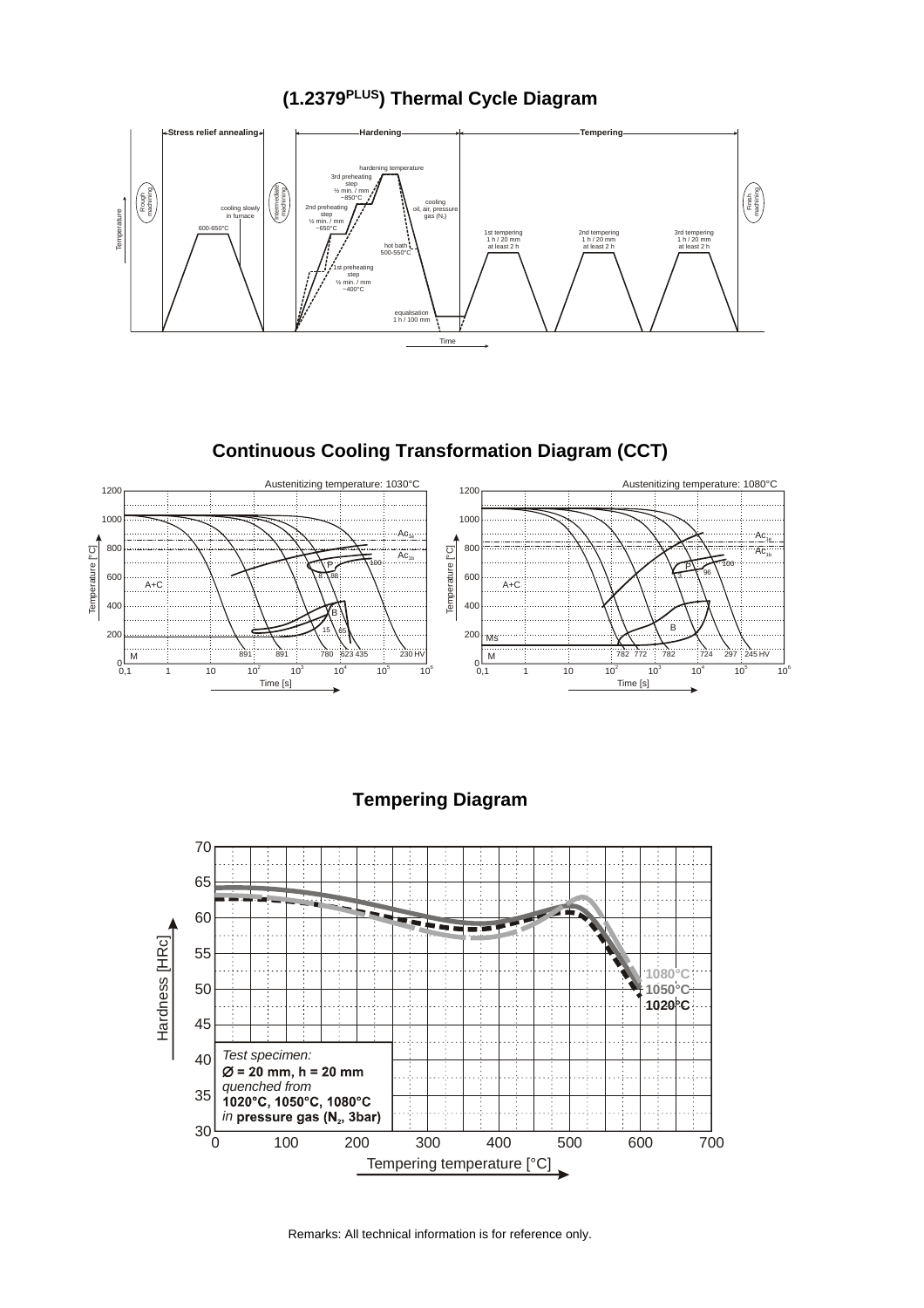# ($1.2379^{PLUS}$) Thermal Cycle Diagram

Stress relief annealing
Hardening
Tempering
Rough machining
Intermediate machining
Finish machining
Temperature
Time
600-650°C
cooling slowly in furnace
hardening temperature
3rd preheating step
½ min. / mm
~850°C
2nd preheating step
½ min. / mm
~650°C
1st preheating step
½ min. / mm
~400°C
cooling
oil, air, pressure gas ($N_2$)
hot bath
500-550°C
equalisation
1 h / 100 mm
1st tempering
1 h / 20 mm
at least 2 h
2nd tempering
1 h / 20 mm
at least 2 h
3rd tempering
1 h / 20 mm
at least 2 h

# Continuous Cooling Transformation Diagram (CCT)

Austenitizing temperature: 1030°C
Temperature [°C]
Time [s]
$Ac_{1e}$
$Ac_{1b}$
A+C
P
B
M
100
8
86
15
85
891 891 780 823 435 230 HV

Austenitizing temperature: 1080°C
Temperature [°C]
Time [s]
$Ac_{1e}$
$Ac_{1b}$
A+C
P
B
Ms
M
100
3
96
782 772 782 724 297 245 HV

# Tempering Diagram

Hardness [HRc]
Tempering temperature [°C]
1080°C
1050°C
1020°C

*Test specimen:*
**Ø = 20 mm, h = 20 mm**
*quenched from*
**1020°C, 1050°C, 1080°C**
*in* **pressure gas ($N_2$, 3bar)**

Remarks: All technical information is for reference only.